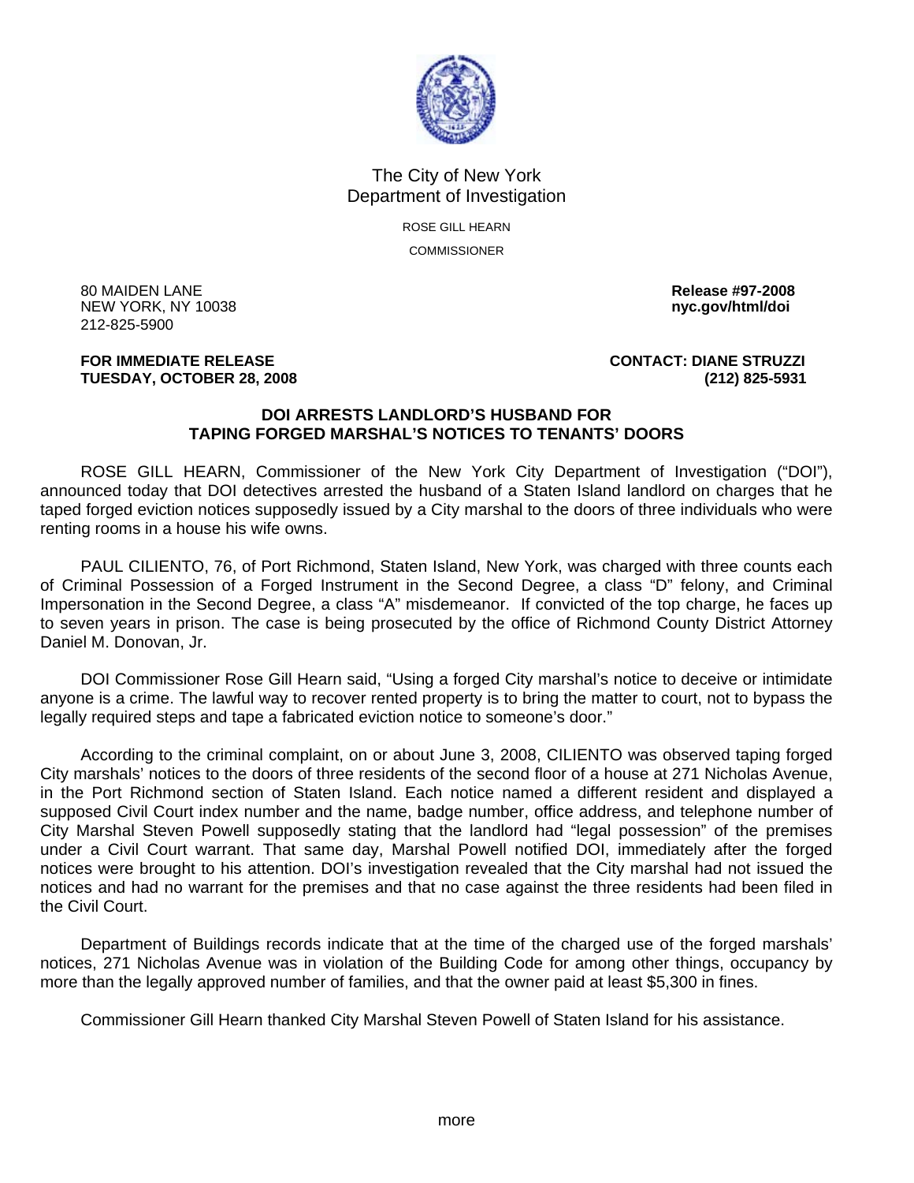The City of New York
Department of Investigation

ROSE GILL HEARN

COMMISSIONER

80 MAIDEN LANE
NEW YORK, NY 10038
212-825-5900

**Release #97-2008**
**nyc.gov/html/doi**

**FOR IMMEDIATE RELEASE**
**TUESDAY, OCTOBER 28, 2008**

**CONTACT: DIANE STRUZZI**
**(212) 825-5931**

## DOI ARRESTS LANDLORD'S HUSBAND FOR TAPING FORGED MARSHAL'S NOTICES TO TENANTS' DOORS

ROSE GILL HEARN, Commissioner of the New York City Department of Investigation ("DOI"), announced today that DOI detectives arrested the husband of a Staten Island landlord on charges that he taped forged eviction notices supposedly issued by a City marshal to the doors of three individuals who were renting rooms in a house his wife owns.

PAUL CILIENTO, 76, of Port Richmond, Staten Island, New York, was charged with three counts each of Criminal Possession of a Forged Instrument in the Second Degree, a class "D" felony, and Criminal Impersonation in the Second Degree, a class "A" misdemeanor. If convicted of the top charge, he faces up to seven years in prison. The case is being prosecuted by the office of Richmond County District Attorney Daniel M. Donovan, Jr.

DOI Commissioner Rose Gill Hearn said, "Using a forged City marshal's notice to deceive or intimidate anyone is a crime. The lawful way to recover rented property is to bring the matter to court, not to bypass the legally required steps and tape a fabricated eviction notice to someone's door."

According to the criminal complaint, on or about June 3, 2008, CILIENTO was observed taping forged City marshals' notices to the doors of three residents of the second floor of a house at 271 Nicholas Avenue, in the Port Richmond section of Staten Island. Each notice named a different resident and displayed a supposed Civil Court index number and the name, badge number, office address, and telephone number of City Marshal Steven Powell supposedly stating that the landlord had "legal possession" of the premises under a Civil Court warrant. That same day, Marshal Powell notified DOI, immediately after the forged notices were brought to his attention. DOI's investigation revealed that the City marshal had not issued the notices and had no warrant for the premises and that no case against the three residents had been filed in the Civil Court.

Department of Buildings records indicate that at the time of the charged use of the forged marshals' notices, 271 Nicholas Avenue was in violation of the Building Code for among other things, occupancy by more than the legally approved number of families, and that the owner paid at least $5,300 in fines.

Commissioner Gill Hearn thanked City Marshal Steven Powell of Staten Island for his assistance.

more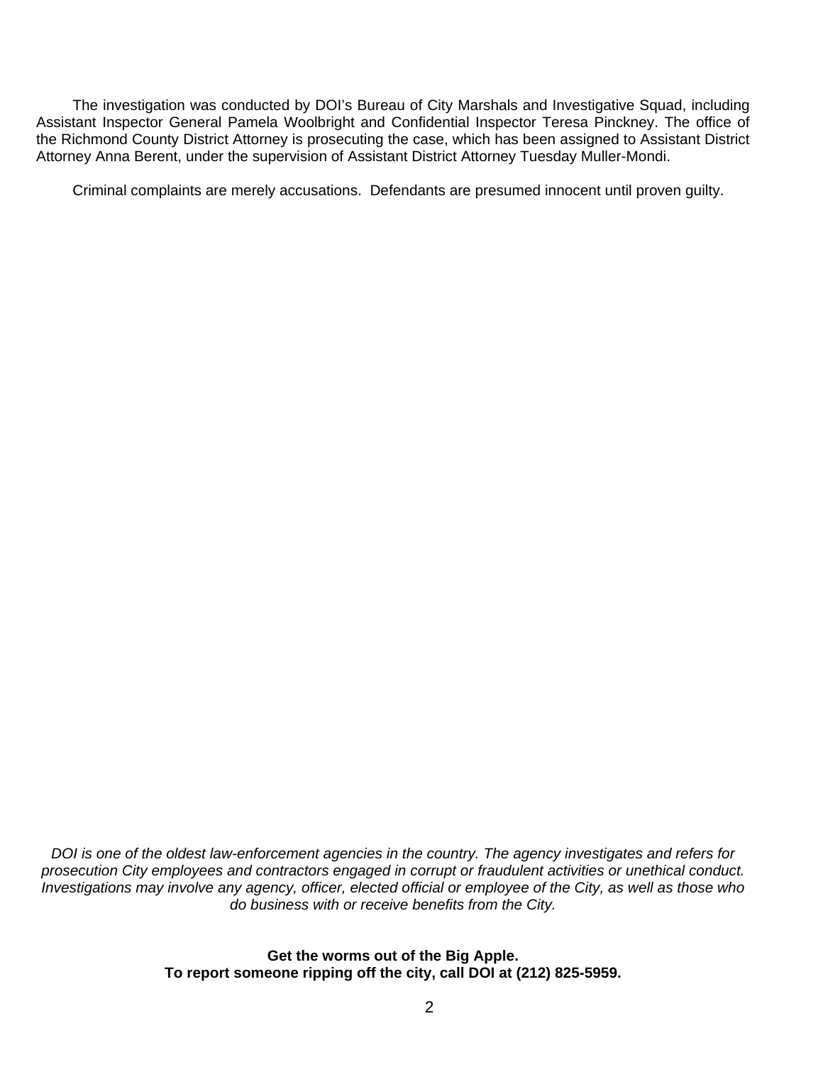The investigation was conducted by DOI's Bureau of City Marshals and Investigative Squad, including Assistant Inspector General Pamela Woolbright and Confidential Inspector Teresa Pinckney. The office of the Richmond County District Attorney is prosecuting the case, which has been assigned to Assistant District Attorney Anna Berent, under the supervision of Assistant District Attorney Tuesday Muller-Mondi.

Criminal complaints are merely accusations. Defendants are presumed innocent until proven guilty.

*DOI is one of the oldest law-enforcement agencies in the country. The agency investigates and refers for prosecution City employees and contractors engaged in corrupt or fraudulent activities or unethical conduct. Investigations may involve any agency, officer, elected official or employee of the City, as well as those who do business with or receive benefits from the City.*

**Get the worms out of the Big Apple.**
**To report someone ripping off the city, call DOI at (212) 825-5959.**